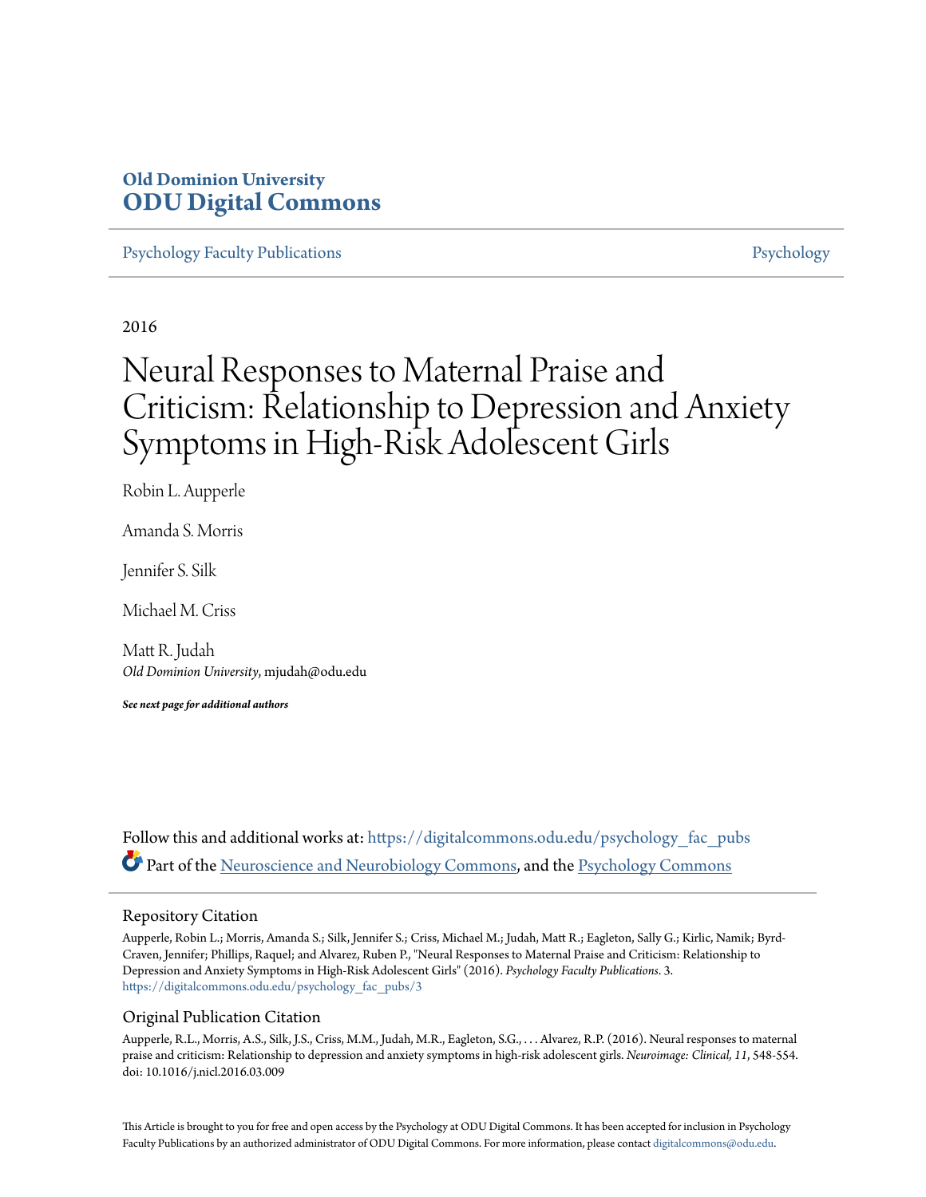Old Dominion University
**ODU Digital Commons**

Psychology Faculty Publications | Psychology

2016

# Neural Responses to Maternal Praise and Criticism: Relationship to Depression and Anxiety Symptoms in High-Risk Adolescent Girls

Robin L. Aupperle

Amanda S. Morris

Jennifer S. Silk

Michael M. Criss

Matt R. Judah
*Old Dominion University*, mjudah@odu.edu

***See next page for additional authors***

Follow this and additional works at: https://digitalcommons.odu.edu/psychology_fac_pubs

Part of the Neuroscience and Neurobiology Commons, and the Psychology Commons

## Repository Citation

Aupperle, Robin L.; Morris, Amanda S.; Silk, Jennifer S.; Criss, Michael M.; Judah, Matt R.; Eagleton, Sally G.; Kirlic, Namik; Byrd-Craven, Jennifer; Phillips, Raquel; and Alvarez, Ruben P., "Neural Responses to Maternal Praise and Criticism: Relationship to Depression and Anxiety Symptoms in High-Risk Adolescent Girls" (2016). *Psychology Faculty Publications*. 3.
https://digitalcommons.odu.edu/psychology_fac_pubs/3

## Original Publication Citation

Aupperle, R.L., Morris, A.S., Silk, J.S., Criss, M.M., Judah, M.R., Eagleton, S.G., . . . Alvarez, R.P. (2016). Neural responses to maternal praise and criticism: Relationship to depression and anxiety symptoms in high-risk adolescent girls. *Neuroimage: Clinical, 11*, 548-554. doi: 10.1016/j.nicl.2016.03.009

This Article is brought to you for free and open access by the Psychology at ODU Digital Commons. It has been accepted for inclusion in Psychology Faculty Publications by an authorized administrator of ODU Digital Commons. For more information, please contact digitalcommons@odu.edu.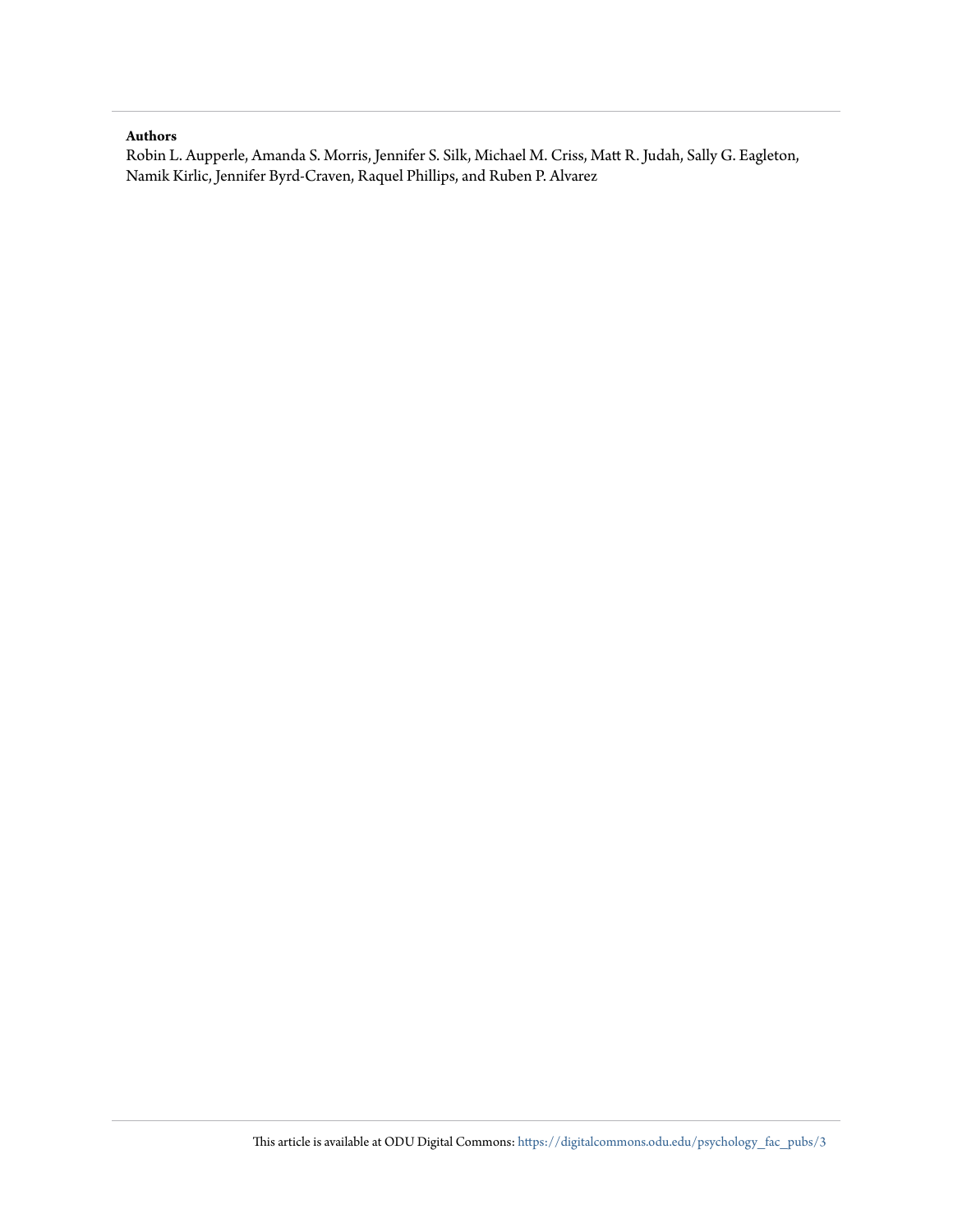**Authors**

Robin L. Aupperle, Amanda S. Morris, Jennifer S. Silk, Michael M. Criss, Matt R. Judah, Sally G. Eagleton, Namik Kirlic, Jennifer Byrd-Craven, Raquel Phillips, and Ruben P. Alvarez

This article is available at ODU Digital Commons: https://digitalcommons.odu.edu/psychology_fac_pubs/3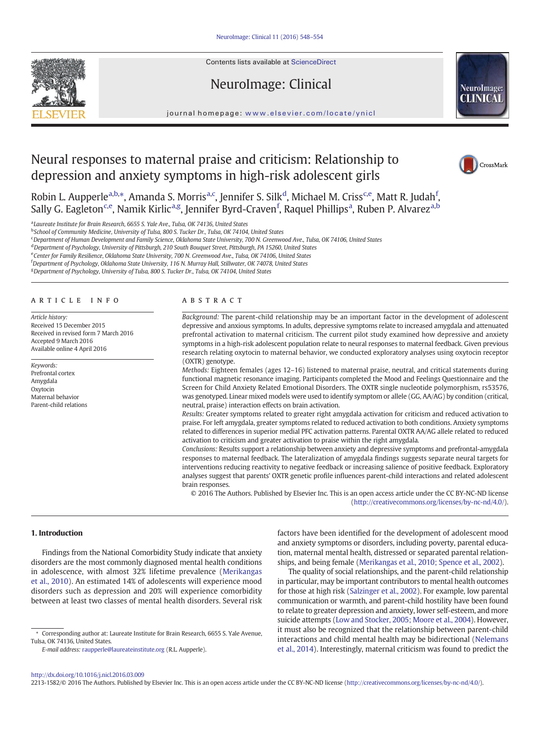# Neural responses to maternal praise and criticism: Relationship to depression and anxiety symptoms in high-risk adolescent girls

Robin L. Aupperle[a,b,*], Amanda S. Morris[a,c], Jennifer S. Silk[d], Michael M. Criss[c,e], Matt R. Judah[f], Sally G. Eagleton[c,e], Namik Kirlic[a,g], Jennifer Byrd-Craven[f], Raquel Phillips[a], Ruben P. Alvarez[a,b]

[a]Laureate Institute for Brain Research, 6655 S. Yale Ave., Tulsa, OK 74136, United States
[b]School of Community Medicine, University of Tulsa, 800 S. Tucker Dr., Tulsa, OK 74104, United States
[c]Department of Human Development and Family Science, Oklahoma State University, 700 N. Greenwood Ave., Tulsa, OK 74106, United States
[d]Department of Psychology, University of Pittsburgh, 210 South Bouquet Street, Pittsburgh, PA 15260, United States
[e]Center for Family Resilience, Oklahoma State University, 700 N. Greenwood Ave., Tulsa, OK 74106, United States
[f]Department of Psychology, Oklahoma State University, 116 N. Murray Hall, Stillwater, OK 74078, United States
[g]Department of Psychology, University of Tulsa, 800 S. Tucker Dr., Tulsa, OK 74104, United States

## ARTICLE INFO

*Article history:*
Received 15 December 2015
Received in revised form 7 March 2016
Accepted 9 March 2016
Available online 4 April 2016

*Keywords:*
Prefrontal cortex
Amygdala
Oxytocin
Maternal behavior
Parent-child relations

## ABSTRACT

*Background:* The parent-child relationship may be an important factor in the development of adolescent depressive and anxious symptoms. In adults, depressive symptoms relate to increased amygdala and attenuated prefrontal activation to maternal criticism. The current pilot study examined how depressive and anxiety symptoms in a high-risk adolescent population relate to neural responses to maternal feedback. Given previous research relating oxytocin to maternal behavior, we conducted exploratory analyses using oxytocin receptor (OXTR) genotype.

*Methods:* Eighteen females (ages 12–16) listened to maternal praise, neutral, and critical statements during functional magnetic resonance imaging. Participants completed the Mood and Feelings Questionnaire and the Screen for Child Anxiety Related Emotional Disorders. The OXTR single nucleotide polymorphism, rs53576, was genotyped. Linear mixed models were used to identify symptom or allele (GG, AA/AG) by condition (critical, neutral, praise) interaction effects on brain activation.

*Results:* Greater symptoms related to greater right amygdala activation for criticism and reduced activation to praise. For left amygdala, greater symptoms related to reduced activation to both conditions. Anxiety symptoms related to differences in superior medial PFC activation patterns. Parental OXTR AA/AG allele related to reduced activation to criticism and greater activation to praise within the right amygdala.

*Conclusions:* Results support a relationship between anxiety and depressive symptoms and prefrontal-amygdala responses to maternal feedback. The lateralization of amygdala findings suggests separate neural targets for interventions reducing reactivity to negative feedback or increasing salience of positive feedback. Exploratory analyses suggest that parents' OXTR genetic profile influences parent-child interactions and related adolescent brain responses.

© 2016 The Authors. Published by Elsevier Inc. This is an open access article under the CC BY-NC-ND license (http://creativecommons.org/licenses/by-nc-nd/4.0/).

## 1. Introduction

Findings from the National Comorbidity Study indicate that anxiety disorders are the most commonly diagnosed mental health conditions in adolescence, with almost 32% lifetime prevalence (Merikangas et al., 2010). An estimated 14% of adolescents will experience mood disorders such as depression and 20% will experience comorbidity between at least two classes of mental health disorders. Several risk factors have been identified for the development of adolescent mood and anxiety symptoms or disorders, including poverty, parental education, maternal mental health, distressed or separated parental relationships, and being female (Merikangas et al., 2010; Spence et al., 2002).

The quality of social relationships, and the parent-child relationship in particular, may be important contributors to mental health outcomes for those at high risk (Salzinger et al., 2002). For example, low parental communication or warmth, and parent-child hostility have been found to relate to greater depression and anxiety, lower self-esteem, and more suicide attempts (Low and Stocker, 2005; Moore et al., 2004). However, it must also be recognized that the relationship between parent-child interactions and child mental health may be bidirectional (Nelemans et al., 2014). Interestingly, maternal criticism was found to predict the

\* Corresponding author at: Laureate Institute for Brain Research, 6655 S. Yale Avenue, Tulsa, OK 74136, United States.
*E-mail address:* raupperle@laureateinstitute.org (R.L. Aupperle).

http://dx.doi.org/10.1016/j.nicl.2016.03.009
2213-1582/© 2016 The Authors. Published by Elsevier Inc. This is an open access article under the CC BY-NC-ND license (http://creativecommons.org/licenses/by-nc-nd/4.0/).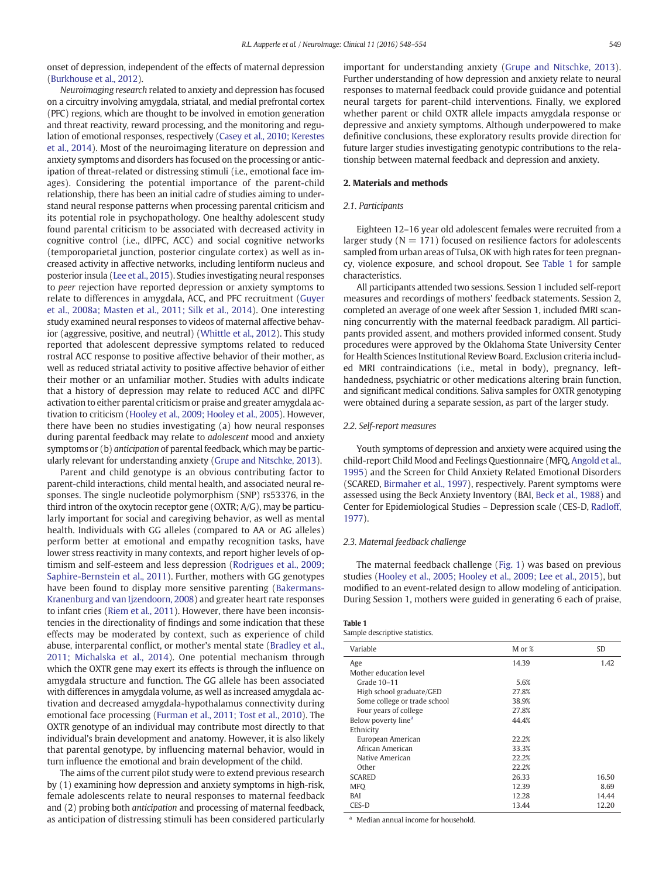onset of depression, independent of the effects of maternal depression (Burkhouse et al., 2012).

*Neuroimaging research* related to anxiety and depression has focused on a circuitry involving amygdala, striatal, and medial prefrontal cortex (PFC) regions, which are thought to be involved in emotion generation and threat reactivity, reward processing, and the monitoring and regulation of emotional responses, respectively (Casey et al., 2010; Kerestes et al., 2014). Most of the neuroimaging literature on depression and anxiety symptoms and disorders has focused on the processing or anticipation of threat-related or distressing stimuli (i.e., emotional face images). Considering the potential importance of the parent-child relationship, there has been an initial cadre of studies aiming to understand neural response patterns when processing parental criticism and its potential role in psychopathology. One healthy adolescent study found parental criticism to be associated with decreased activity in cognitive control (i.e., dlPFC, ACC) and social cognitive networks (temporoparietal junction, posterior cingulate cortex) as well as increased activity in affective networks, including lentiform nucleus and posterior insula (Lee et al., 2015). Studies investigating neural responses to *peer* rejection have reported depression or anxiety symptoms to relate to differences in amygdala, ACC, and PFC recruitment (Guyer et al., 2008a; Masten et al., 2011; Silk et al., 2014). One interesting study examined neural responses to videos of maternal affective behavior (aggressive, positive, and neutral) (Whittle et al., 2012). This study reported that adolescent depressive symptoms related to reduced rostral ACC response to positive affective behavior of their mother, as well as reduced striatal activity to positive affective behavior of either their mother or an unfamiliar mother. Studies with adults indicate that a history of depression may relate to reduced ACC and dlPFC activation to either parental criticism or praise and greater amygdala activation to criticism (Hooley et al., 2009; Hooley et al., 2005). However, there have been no studies investigating (a) how neural responses during parental feedback may relate to *adolescent* mood and anxiety symptoms or (b) *anticipation* of parental feedback, which may be particularly relevant for understanding anxiety (Grupe and Nitschke, 2013).

Parent and child genotype is an obvious contributing factor to parent-child interactions, child mental health, and associated neural responses. The single nucleotide polymorphism (SNP) rs53376, in the third intron of the oxytocin receptor gene (OXTR; A/G), may be particularly important for social and caregiving behavior, as well as mental health. Individuals with GG alleles (compared to AA or AG alleles) perform better at emotional and empathy recognition tasks, have lower stress reactivity in many contexts, and report higher levels of optimism and self-esteem and less depression (Rodrigues et al., 2009; Saphire-Bernstein et al., 2011). Further, mothers with GG genotypes have been found to display more sensitive parenting (Bakermans-Kranenburg and van Ijzendoorn, 2008) and greater heart rate responses to infant cries (Riem et al., 2011). However, there have been inconsistencies in the directionality of findings and some indication that these effects may be moderated by context, such as experience of child abuse, interparental conflict, or mother's mental state (Bradley et al., 2011; Michalska et al., 2014). One potential mechanism through which the OXTR gene may exert its effects is through the influence on amygdala structure and function. The GG allele has been associated with differences in amygdala volume, as well as increased amygdala activation and decreased amygdala-hypothalamus connectivity during emotional face processing (Furman et al., 2011; Tost et al., 2010). The OXTR genotype of an individual may contribute most directly to that individual's brain development and anatomy. However, it is also likely that parental genotype, by influencing maternal behavior, would in turn influence the emotional and brain development of the child.

The aims of the current pilot study were to extend previous research by (1) examining how depression and anxiety symptoms in high-risk, female adolescents relate to neural responses to maternal feedback and (2) probing both *anticipation* and processing of maternal feedback, as anticipation of distressing stimuli has been considered particularly important for understanding anxiety (Grupe and Nitschke, 2013). Further understanding of how depression and anxiety relate to neural responses to maternal feedback could provide guidance and potential neural targets for parent-child interventions. Finally, we explored whether parent or child OXTR allele impacts amygdala response or depressive and anxiety symptoms. Although underpowered to make definitive conclusions, these exploratory results provide direction for future larger studies investigating genotypic contributions to the relationship between maternal feedback and depression and anxiety.

## 2. Materials and methods

### 2.1. Participants

Eighteen 12–16 year old adolescent females were recruited from a larger study (N = 171) focused on resilience factors for adolescents sampled from urban areas of Tulsa, OK with high rates for teen pregnancy, violence exposure, and school dropout. See Table 1 for sample characteristics.

All participants attended two sessions. Session 1 included self-report measures and recordings of mothers' feedback statements. Session 2, completed an average of one week after Session 1, included fMRI scanning concurrently with the maternal feedback paradigm. All participants provided assent, and mothers provided informed consent. Study procedures were approved by the Oklahoma State University Center for Health Sciences Institutional Review Board. Exclusion criteria included MRI contraindications (i.e., metal in body), pregnancy, left-handedness, psychiatric or other medications altering brain function, and significant medical conditions. Saliva samples for OXTR genotyping were obtained during a separate session, as part of the larger study.

### 2.2. Self-report measures

Youth symptoms of depression and anxiety were acquired using the child-report Child Mood and Feelings Questionnaire (MFQ, Angold et al., 1995) and the Screen for Child Anxiety Related Emotional Disorders (SCARED, Birmaher et al., 1997), respectively. Parent symptoms were assessed using the Beck Anxiety Inventory (BAI, Beck et al., 1988) and Center for Epidemiological Studies – Depression scale (CES-D, Radloff, 1977).

### 2.3. Maternal feedback challenge

The maternal feedback challenge (Fig. 1) was based on previous studies (Hooley et al., 2005; Hooley et al., 2009; Lee et al., 2015), but modified to an event-related design to allow modeling of anticipation. During Session 1, mothers were guided in generating 6 each of praise,

**Table 1**
Sample descriptive statistics.

| Variable | M or % | SD |
|---|---|---|
| Age | 14.39 | 1.42 |
| Mother education level | | |
| Grade 10–11 | 5.6% | |
| High school graduate/GED | 27.8% | |
| Some college or trade school | 38.9% | |
| Four years of college | 27.8% | |
| Below poverty line[a] | 44.4% | |
| Ethnicity | | |
| European American | 22.2% | |
| African American | 33.3% | |
| Native American | 22.2% | |
| Other | 22.2% | |
| SCARED | 26.33 | 16.50 |
| MFQ | 12.39 | 8.69 |
| BAI | 12.28 | 14.44 |
| CES-D | 13.44 | 12.20 |

[a] Median annual income for household.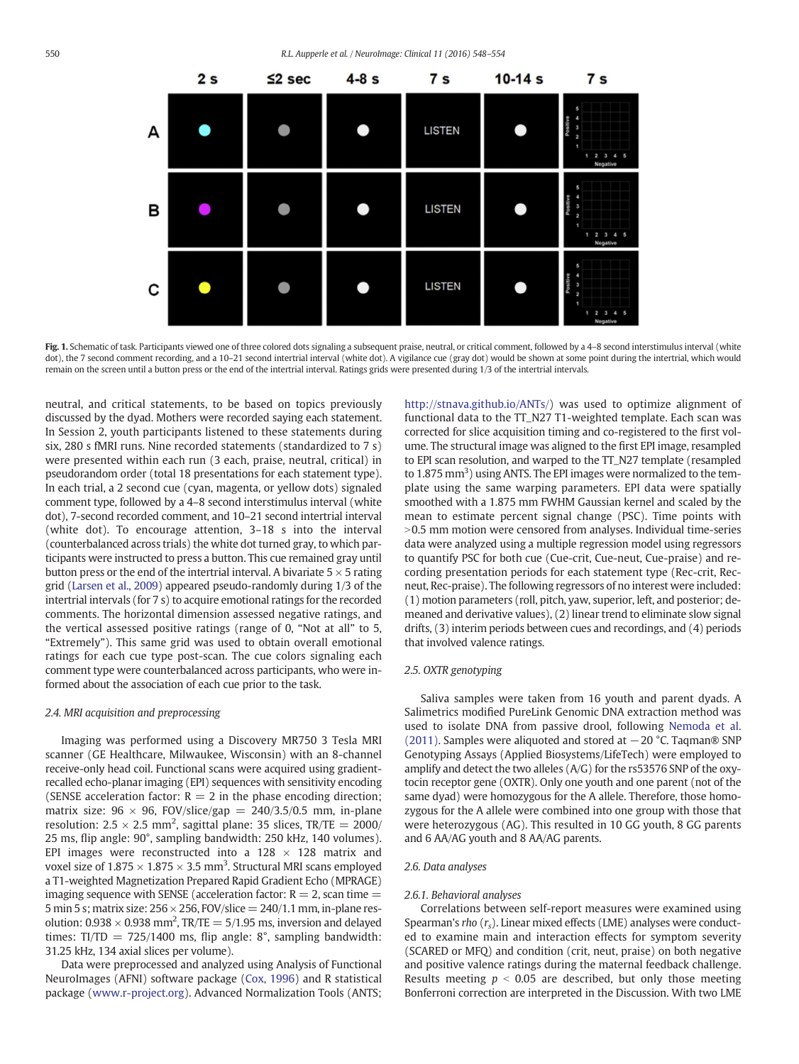**Fig. 1.** Schematic of task. Participants viewed one of three colored dots signaling a subsequent praise, neutral, or critical comment, followed by a 4–8 second interstimulus interval (white dot), the 7 second comment recording, and a 10–21 second intertrial interval (white dot). A vigilance cue (gray dot) would be shown at some point during the intertrial, which would remain on the screen until a button press or the end of the intertrial interval. Ratings grids were presented during 1/3 of the intertrial intervals.

neutral, and critical statements, to be based on topics previously discussed by the dyad. Mothers were recorded saying each statement. In Session 2, youth participants listened to these statements during six, 280 s fMRI runs. Nine recorded statements (standardized to 7 s) were presented within each run (3 each, praise, neutral, critical) in pseudorandom order (total 18 presentations for each statement type). In each trial, a 2 second cue (cyan, magenta, or yellow dots) signaled comment type, followed by a 4–8 second interstimulus interval (white dot), 7-second recorded comment, and 10–21 second intertrial interval (white dot). To encourage attention, 3–18 s into the interval (counterbalanced across trials) the white dot turned gray, to which participants were instructed to press a button. This cue remained gray until button press or the end of the intertrial interval. A bivariate 5 × 5 rating grid (Larsen et al., 2009) appeared pseudo-randomly during 1/3 of the intertrial intervals (for 7 s) to acquire emotional ratings for the recorded comments. The horizontal dimension assessed negative ratings, and the vertical assessed positive ratings (range of 0, "Not at all" to 5, "Extremely"). This same grid was used to obtain overall emotional ratings for each cue type post-scan. The cue colors signaling each comment type were counterbalanced across participants, who were informed about the association of each cue prior to the task.

### 2.4. MRI acquisition and preprocessing

Imaging was performed using a Discovery MR750 3 Tesla MRI scanner (GE Healthcare, Milwaukee, Wisconsin) with an 8-channel receive-only head coil. Functional scans were acquired using gradient-recalled echo-planar imaging (EPI) sequences with sensitivity encoding (SENSE acceleration factor: R = 2 in the phase encoding direction; matrix size: 96 × 96, FOV/slice/gap = 240/3.5/0.5 mm, in-plane resolution: 2.5 × 2.5 $mm^2$, sagittal plane: 35 slices, TR/TE = 2000/25 ms, flip angle: 90°, sampling bandwidth: 250 kHz, 140 volumes). EPI images were reconstructed into a 128 × 128 matrix and voxel size of 1.875 × 1.875 × 3.5 $mm^3$. Structural MRI scans employed a T1-weighted Magnetization Prepared Rapid Gradient Echo (MPRAGE) imaging sequence with SENSE (acceleration factor: R = 2, scan time = 5 min 5 s; matrix size: 256 × 256, FOV/slice = 240/1.1 mm, in-plane resolution: 0.938 × 0.938 $mm^2$, TR/TE = 5/1.95 ms, inversion and delayed times: TI/TD = 725/1400 ms, flip angle: 8°, sampling bandwidth: 31.25 kHz, 134 axial slices per volume).

Data were preprocessed and analyzed using Analysis of Functional NeuroImages (AFNI) software package (Cox, 1996) and R statistical package (www.r-project.org). Advanced Normalization Tools (ANTS; http://stnava.github.io/ANTs/) was used to optimize alignment of functional data to the TT_N27 T1-weighted template. Each scan was corrected for slice acquisition timing and co-registered to the first volume. The structural image was aligned to the first EPI image, resampled to EPI scan resolution, and warped to the TT_N27 template (resampled to 1.875 $mm^3$) using ANTS. The EPI images were normalized to the template using the same warping parameters. EPI data were spatially smoothed with a 1.875 mm FWHM Gaussian kernel and scaled by the mean to estimate percent signal change (PSC). Time points with >0.5 mm motion were censored from analyses. Individual time-series data were analyzed using a multiple regression model using regressors to quantify PSC for both cue (Cue-crit, Cue-neut, Cue-praise) and recording presentation periods for each statement type (Rec-crit, Rec-neut, Rec-praise). The following regressors of no interest were included: (1) motion parameters (roll, pitch, yaw, superior, left, and posterior; demeaned and derivative values), (2) linear trend to eliminate slow signal drifts, (3) interim periods between cues and recordings, and (4) periods that involved valence ratings.

### 2.5. OXTR genotyping

Saliva samples were taken from 16 youth and parent dyads. A Salimetrics modified PureLink Genomic DNA extraction method was used to isolate DNA from passive drool, following Nemoda et al. (2011). Samples were aliquoted and stored at −20 °C. Taqman® SNP Genotyping Assays (Applied Biosystems/LifeTech) were employed to amplify and detect the two alleles (A/G) for the rs53576 SNP of the oxytocin receptor gene (OXTR). Only one youth and one parent (not of the same dyad) were homozygous for the A allele. Therefore, those homozygous for the A allele were combined into one group with those that were heterozygous (AG). This resulted in 10 GG youth, 8 GG parents and 6 AA/AG youth and 8 AA/AG parents.

### 2.6. Data analyses

#### 2.6.1. Behavioral analyses

Correlations between self-report measures were examined using Spearman's *rho* ($r_s$). Linear mixed effects (LME) analyses were conducted to examine main and interaction effects for symptom severity (SCARED or MFQ) and condition (crit, neut, praise) on both negative and positive valence ratings during the maternal feedback challenge. Results meeting $p < 0.05$ are described, but only those meeting Bonferroni correction are interpreted in the Discussion. With two LME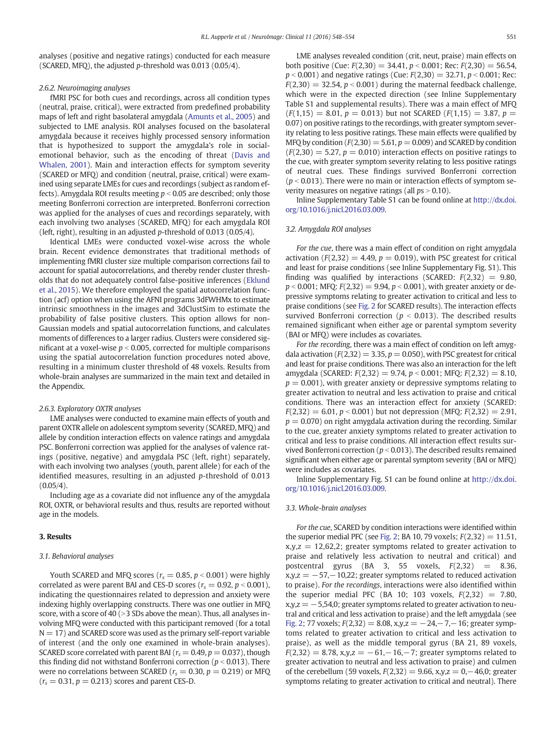analyses (positive and negative ratings) conducted for each measure (SCARED, MFQ), the adjusted $p$-threshold was 0.013 (0.05/4).

#### 2.6.2. Neuroimaging analyses

fMRI PSC for both cues and recordings, across all condition types (neutral, praise, critical), were extracted from predefined probability maps of left and right basolateral amygdala (Amunts et al., 2005) and subjected to LME analysis. ROI analyses focused on the basolateral amygdala because it receives highly processed sensory information that is hypothesized to support the amygdala's role in social-emotional behavior, such as the encoding of threat (Davis and Whalen, 2001). Main and interaction effects for symptom severity (SCARED or MFQ) and condition (neutral, praise, critical) were examined using separate LMEs for cues and recordings (subject as random effects). Amygdala ROI results meeting $p < 0.05$ are described; only those meeting Bonferroni correction are interpreted. Bonferroni correction was applied for the analyses of cues and recordings separately, with each involving two analyses (SCARED, MFQ) for each amygdala ROI (left, right), resulting in an adjusted $p$-threshold of 0.013 (0.05/4).

Identical LMEs were conducted voxel-wise across the whole brain. Recent evidence demonstrates that traditional methods of implementing fMRI cluster size multiple comparison corrections fail to account for spatial autocorrelations, and thereby render cluster thresholds that do not adequately control false-positive inferences (Eklund et al., 2015). We therefore employed the spatial autocorrelation function (acf) option when using the AFNI programs 3dFWHMx to estimate intrinsic smoothness in the images and 3dClustSim to estimate the probability of false positive clusters. This option allows for non-Gaussian models and spatial autocorrelation functions, and calculates moments of differences to a larger radius. Clusters were considered significant at a voxel-wise $p < 0.005$, corrected for multiple comparisons using the spatial autocorrelation function procedures noted above, resulting in a minimum cluster threshold of 48 voxels. Results from whole-brain analyses are summarized in the main text and detailed in the Appendix.

#### 2.6.3. Exploratory OXTR analyses

LME analyses were conducted to examine main effects of youth and parent OXTR allele on adolescent symptom severity (SCARED, MFQ) and allele by condition interaction effects on valence ratings and amygdala PSC. Bonferroni correction was applied for the analyses of valence ratings (positive, negative) and amygdala PSC (left, right) separately, with each involving two analyses (youth, parent allele) for each of the identified measures, resulting in an adjusted $p$-threshold of 0.013 (0.05/4).

Including age as a covariate did not influence any of the amygdala ROI, OXTR, or behavioral results and thus, results are reported without age in the models.

## 3. Results

### 3.1. Behavioral analyses

Youth SCARED and MFQ scores ($r_s = 0.85$, $p < 0.001$) were highly correlated as were parent BAI and CES-D scores ($r_s = 0.92$, $p < 0.001$), indicating the questionnaires related to depression and anxiety were indexing highly overlapping constructs. There was one outlier in MFQ score, with a score of 40 (>3 SDs above the mean). Thus, all analyses involving MFQ were conducted with this participant removed (for a total N = 17) and SCARED score was used as the primary self-report variable of interest (and the only one examined in whole-brain analyses). SCARED score correlated with parent BAI ($r_s = 0.49$, $p = 0.037$), though this finding did not withstand Bonferroni correction ($p < 0.013$). There were no correlations between SCARED ($r_s = 0.30$, $p = 0.219$) or MFQ ($r_s = 0.31$, $p = 0.213$) scores and parent CES-D.

LME analyses revealed condition (crit, neut, praise) main effects on both positive (Cue: $F(2,30) = 34.41$, $p < 0.001$; Rec: $F(2,30) = 56.54$, $p < 0.001$) and negative ratings (Cue: $F(2,30) = 32.71$, $p < 0.001$; Rec: $F(2,30) = 32.54$, $p < 0.001$) during the maternal feedback challenge, which were in the expected direction (see Inline Supplementary Table S1 and supplemental results). There was a main effect of MFQ ($F(1,15) = 8.01$, $p = 0.013$) but not SCARED ($F(1,15) = 3.87$, $p = 0.07$) on positive ratings to the recordings, with greater symptom severity relating to less positive ratings. These main effects were qualified by MFQ by condition ($F(2,30) = 5.61$, $p = 0.009$) and SCARED by condition ($F(2,30) = 5.27$, $p = 0.010$) interaction effects on positive ratings to the cue, with greater symptom severity relating to less positive ratings of neutral cues. These findings survived Bonferroni correction ($p < 0.013$). There were no main or interaction effects of symptom severity measures on negative ratings (all $ps > 0.10$).

Inline Supplementary Table S1 can be found online at http://dx.doi.org/10.1016/j.nicl.2016.03.009.

### 3.2. Amygdala ROI analyses

*For the cue*, there was a main effect of condition on right amygdala activation ($F(2,32) = 4.49$, $p = 0.019$), with PSC greatest for critical and least for praise conditions (see Inline Supplementary Fig. S1). This finding was qualified by interactions (SCARED: $F(2,32) = 9.80$, $p < 0.001$; MFQ: $F(2,32) = 9.94$, $p < 0.001$), with greater anxiety or depressive symptoms relating to greater activation to critical and less to praise conditions (see Fig. 2 for SCARED results). The interaction effects survived Bonferroni correction ($p < 0.013$). The described results remained significant when either age or parental symptom severity (BAI or MFQ) were includes as covariates.

*For the recording*, there was a main effect of condition on left amygdala activation ($F(2,32) = 3.35$, $p = 0.050$), with PSC greatest for critical and least for praise conditions. There was also an interaction for the left amygdala (SCARED: $F(2,32) = 9.74$, $p < 0.001$; MFQ: $F(2,32) = 8.10$, $p = 0.001$), with greater anxiety or depressive symptoms relating to greater activation to neutral and less activation to praise and critical conditions. There was an interaction effect for anxiety (SCARED: $F(2,32) = 6.01$, $p < 0.001$) but not depression (MFQ: $F(2,32) = 2.91$, $p = 0.070$) on right amygdala activation during the recording. Similar to the cue, greater anxiety symptoms related to greater activation to critical and less to praise conditions. All interaction effect results survived Bonferroni correction ($p < 0.013$). The described results remained significant when either age or parental symptom severity (BAI or MFQ) were includes as covariates.

Inline Supplementary Fig. S1 can be found online at http://dx.doi.org/10.1016/j.nicl.2016.03.009.

### 3.3. Whole-brain analyses

*For the cue*, SCARED by condition interactions were identified within the superior medial PFC (see Fig. 2; BA 10, 79 voxels; $F(2,32) = 11.51$, x,y,z = 12,62,2; greater symptoms related to greater activation to praise and relatively less activation to neutral and critical) and postcentral gyrus (BA 3, 55 voxels, $F(2,32) = 8.36$, x,y,z = −57,−10,22; greater symptoms related to reduced activation to praise). *For the recordings*, interactions were also identified within the superior medial PFC (BA 10; 103 voxels, $F(2,32) = 7.80$, x,y,z = −5,54,0; greater symptoms related to greater activation to neutral and critical and less activation to praise) and the left amygdala (see Fig. 2; 77 voxels; $F(2,32) = 8.08$, x,y,z = −24,−7,−16; greater symptoms related to greater activation to critical and less activation to praise), as well as the middle temporal gyrus (BA 21, 89 voxels, $F(2,32) = 8.78$, x,y,z = −61,−16,−7; greater symptoms related to greater activation to neutral and less activation to praise) and culmen of the cerebellum (59 voxels, $F(2,32) = 9.66$, x,y,z = 0,−46,0; greater symptoms relating to greater activation to critical and neutral). There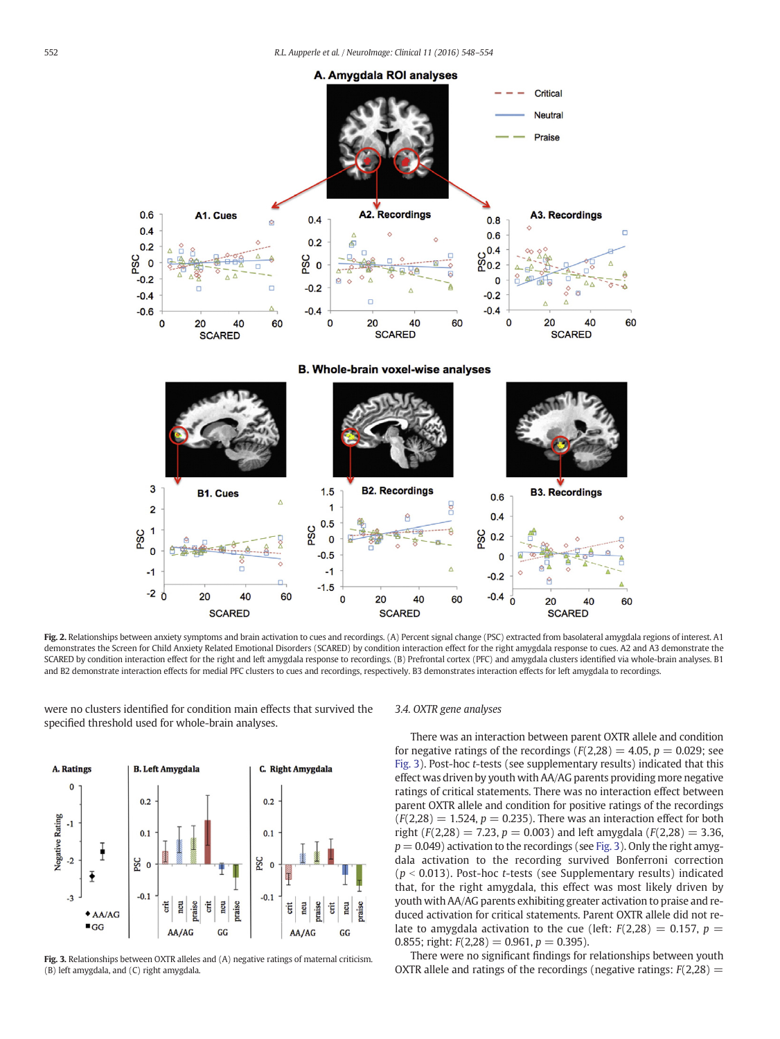Fig. 2. Relationships between anxiety symptoms and brain activation to cues and recordings. (A) Percent signal change (PSC) extracted from basolateral amygdala regions of interest. A1 demonstrates the Screen for Child Anxiety Related Emotional Disorders (SCARED) by condition interaction effect for the right amygdala response to cues. A2 and A3 demonstrate the SCARED by condition interaction effect for the right and left amygdala response to recordings. (B) Prefrontal cortex (PFC) and amygdala clusters identified via whole-brain analyses. B1 and B2 demonstrate interaction effects for medial PFC clusters to cues and recordings, respectively. B3 demonstrates interaction effects for left amygdala to recordings.

were no clusters identified for condition main effects that survived the specified threshold used for whole-brain analyses.

Fig. 3. Relationships between OXTR alleles and (A) negative ratings of maternal criticism. (B) left amygdala, and (C) right amygdala.

### 3.4. OXTR gene analyses

There was an interaction between parent OXTR allele and condition for negative ratings of the recordings ($F(2,28) = 4.05$, $p = 0.029$; see Fig. 3). Post-hoc *t*-tests (see supplementary results) indicated that this effect was driven by youth with AA/AG parents providing more negative ratings of critical statements. There was no interaction effect between parent OXTR allele and condition for positive ratings of the recordings ($F(2,28) = 1.524$, $p = 0.235$). There was an interaction effect for both right ($F(2,28) = 7.23$, $p = 0.003$) and left amygdala ($F(2,28) = 3.36$, $p = 0.049$) activation to the recordings (see Fig. 3). Only the right amygdala activation to the recording survived Bonferroni correction ($p < 0.013$). Post-hoc *t*-tests (see Supplementary results) indicated that, for the right amygdala, this effect was most likely driven by youth with AA/AG parents exhibiting greater activation to praise and reduced activation for critical statements. Parent OXTR allele did not relate to amygdala activation to the cue (left: $F(2,28) = 0.157$, $p = 0.855$; right: $F(2,28) = 0.961$, $p = 0.395$).

There were no significant findings for relationships between youth OXTR allele and ratings of the recordings (negative ratings: $F(2,28) =$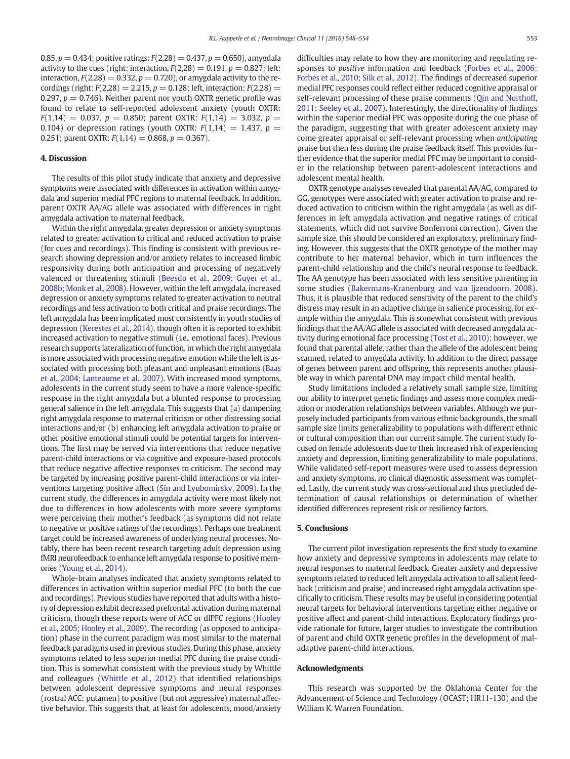0.85, $p = 0.434$; positive ratings: $F(2,28) = 0.437$, $p = 0.650$), amygdala activity to the cues (right: interaction, $F(2,28) = 0.191$, $p = 0.827$; left: interaction, $F(2,28) = 0.332$, $p = 0.720$), or amygdala activity to the recordings (right: $F(2,28) = 2.215$, $p = 0.128$; left, interaction: $F(2,28) = 0.297$, $p = 0.746$). Neither parent nor youth OXTR genetic profile was found to relate to self-reported adolescent anxiety (youth OXTR: $F(1,14) = 0.037$, $p = 0.850$; parent OXTR: $F(1,14) = 3.032$, $p = 0.104$) or depression ratings (youth OXTR: $F(1,14) = 1.437$, $p = 0.251$; parent OXTR: $F(1,14) = 0.868$, $p = 0.367$).

## 4. Discussion

The results of this pilot study indicate that anxiety and depressive symptoms were associated with differences in activation within amygdala and superior medial PFC regions to maternal feedback. In addition, parent OXTR AA/AG allele was associated with differences in right amygdala activation to maternal feedback.

Within the right amygdala, greater depression or anxiety symptoms related to greater activation to critical and reduced activation to praise (for cues and recordings). This finding is consistent with previous research showing depression and/or anxiety relates to increased limbic responsivity during both anticipation and processing of negatively valenced or threatening stimuli (Beesdo et al., 2009; Guyer et al., 2008b; Monk et al., 2008). However, within the left amygdala, increased depression or anxiety symptoms related to greater activation to neutral recordings and less activation to both critical and praise recordings. The left amygdala has been implicated most consistently in youth studies of depression (Kerestes et al., 2014), though often it is reported to exhibit increased activation to negative stimuli (i.e., emotional faces). Previous research supports lateralization of function, in which the right amygdala is more associated with processing negative emotion while the left is associated with processing both pleasant and unpleasant emotions (Baas et al., 2004; Lanteaume et al., 2007). With increased mood symptoms, adolescents in the current study seem to have a more valence-specific response in the right amygdala but a blunted response to processing general salience in the left amygdala. This suggests that (a) dampening right amygdala response to maternal criticism or other distressing social interactions and/or (b) enhancing left amygdala activation to praise or other positive emotional stimuli could be potential targets for interventions. The first may be served via interventions that reduce negative parent-child interactions or via cognitive and exposure-based protocols that reduce negative affective responses to criticism. The second may be targeted by increasing positive parent-child interactions or via interventions targeting positive affect (Sin and Lyubomirsky, 2009). In the current study, the differences in amygdala activity were most likely not due to differences in how adolescents with more severe symptoms were perceiving their mother's feedback (as symptoms did not relate to negative or positive ratings of the recordings). Perhaps one treatment target could be increased awareness of underlying neural processes. Notably, there has been recent research targeting adult depression using fMRI neurofeedback to enhance left amygdala response to positive memories (Young et al., 2014).

Whole-brain analyses indicated that anxiety symptoms related to differences in activation within superior medial PFC (to both the cue and recordings). Previous studies have reported that adults with a history of depression exhibit decreased prefrontal activation during maternal criticism, though these reports were of ACC or dlPFC regions (Hooley et al., 2005; Hooley et al., 2009). The recording (as opposed to anticipation) phase in the current paradigm was most similar to the maternal feedback paradigms used in previous studies. During this phase, anxiety symptoms related to less superior medial PFC during the praise condition. This is somewhat consistent with the previous study by Whittle and colleagues (Whittle et al., 2012) that identified relationships between adolescent depressive symptoms and neural responses (rostral ACC; putamen) to positive (but not aggressive) maternal affective behavior. This suggests that, at least for adolescents, mood/anxiety difficulties may relate to how they are monitoring and regulating responses to *positive* information and feedback (Forbes et al., 2006; Forbes et al., 2010; Silk et al., 2012). The findings of decreased superior medial PFC responses could reflect either reduced cognitive appraisal or self-relevant processing of these praise comments (Qin and Northoff, 2011; Seeley et al., 2007). Interestingly, the directionality of findings within the superior medial PFC was opposite during the cue phase of the paradigm, suggesting that with greater adolescent anxiety may come greater appraisal or self-relevant processing when *anticipating* praise but then less during the praise feedback itself. This provides further evidence that the superior medial PFC may be important to consider in the relationship between parent-adolescent interactions and adolescent mental health.

OXTR genotype analyses revealed that parental AA/AG, compared to GG, genotypes were associated with greater activation to praise and reduced activation to criticism within the right amygdala (as well as differences in left amygdala activation and negative ratings of critical statements, which did not survive Bonferroni correction). Given the sample size, this should be considered an exploratory, preliminary finding. However, this suggests that the OXTR genotype of the mother may contribute to her maternal behavior, which in turn influences the parent-child relationship and the child's neural response to feedback. The AA genotype has been associated with less sensitive parenting in some studies (Bakermans-Kranenburg and van Ijzendoorn, 2008). Thus, it is plausible that reduced sensitivity of the parent to the child's distress may result in an adaptive change in salience processing, for example within the amygdala. This is somewhat consistent with previous findings that the AA/AG allele is associated with decreased amygdala activity during emotional face processing (Tost et al., 2010); however, we found that parental allele, rather than the allele of the adolescent being scanned, related to amygdala activity. In addition to the direct passage of genes between parent and offspring, this represents another plausible way in which parental DNA may impact child mental health.

Study limitations included a relatively small sample size, limiting our ability to interpret genetic findings and assess more complex mediation or moderation relationships between variables. Although we purposely included participants from various ethnic backgrounds, the small sample size limits generalizability to populations with different ethnic or cultural composition than our current sample. The current study focused on female adolescents due to their increased risk of experiencing anxiety and depression, limiting generalizability to male populations. While validated self-report measures were used to assess depression and anxiety symptoms, no clinical diagnostic assessment was completed. Lastly, the current study was cross-sectional and thus precluded determination of causal relationships or determination of whether identified differences represent risk or resiliency factors.

## 5. Conclusions

The current pilot investigation represents the first study to examine how anxiety and depressive symptoms in adolescents may relate to neural responses to maternal feedback. Greater anxiety and depressive symptoms related to reduced left amygdala activation to all salient feedback (criticism and praise) and increased right amygdala activation specifically to criticism. These results may be useful in considering potential neural targets for behavioral interventions targeting either negative or positive affect and parent-child interactions. Exploratory findings provide rationale for future, larger studies to investigate the contribution of parent and child OXTR genetic profiles in the development of maladaptive parent-child interactions.

## Acknowledgments

This research was supported by the Oklahoma Center for the Advancement of Science and Technology (OCAST; HR11-130) and the William K. Warren Foundation.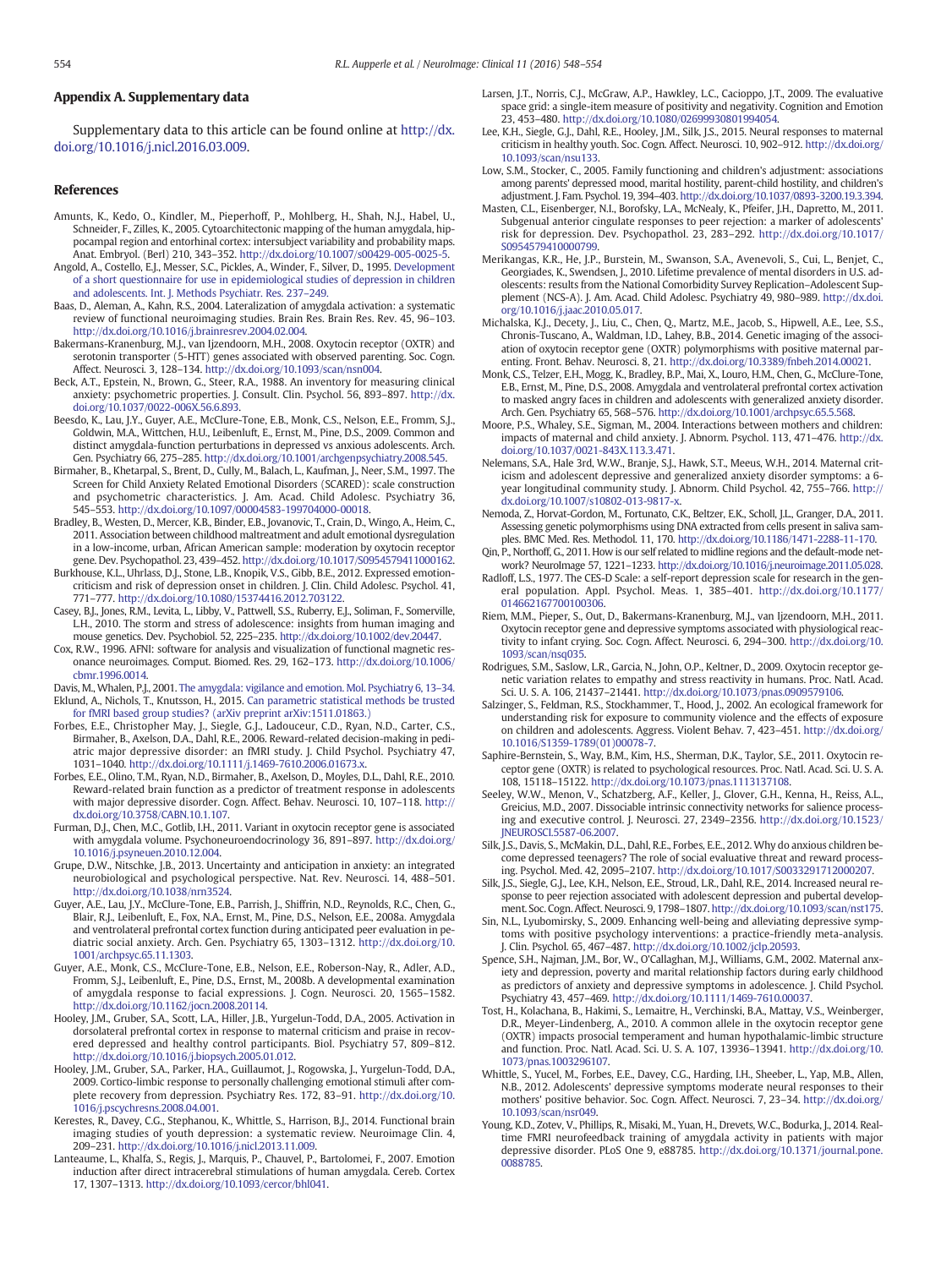## Appendix A. Supplementary data

Supplementary data to this article can be found online at http://dx.doi.org/10.1016/j.nicl.2016.03.009.

## References

Amunts, K., Kedo, O., Kindler, M., Pieperhoff, P., Mohlberg, H., Shah, N.J., Habel, U., Schneider, F., Zilles, K., 2005. Cytoarchitectonic mapping of the human amygdala, hippocampal region and entorhinal cortex: intersubject variability and probability maps. Anat. Embryol. (Berl) 210, 343–352. http://dx.doi.org/10.1007/s00429-005-0025-5.

Angold, A., Costello, E.J., Messer, S.C., Pickles, A., Winder, F., Silver, D., 1995. Development of a short questionnaire for use in epidemiological studies of depression in children and adolescents. Int. J. Methods Psychiatr. Res. 237–249.

Baas, D., Aleman, A., Kahn, R.S., 2004. Lateralization of amygdala activation: a systematic review of functional neuroimaging studies. Brain Res. Brain Res. Rev. 45, 96–103. http://dx.doi.org/10.1016/j.brainresrev.2004.02.004.

Bakermans-Kranenburg, M.J., van Ijzendoorn, M.H., 2008. Oxytocin receptor (OXTR) and serotonin transporter (5-HTT) genes associated with observed parenting. Soc. Cogn. Affect. Neurosci. 3, 128–134. http://dx.doi.org/10.1093/scan/nsn004.

Beck, A.T., Epstein, N., Brown, G., Steer, R.A., 1988. An inventory for measuring clinical anxiety: psychometric properties. J. Consult. Clin. Psychol. 56, 893–897. http://dx.doi.org/10.1037/0022-006X.56.6.893.

Beesdo, K., Lau, J.Y., Guyer, A.E., McClure-Tone, E.B., Monk, C.S., Nelson, E.E., Fromm, S.J., Goldwin, M.A., Wittchen, H.U., Leibenluft, E., Ernst, M., Pine, D.S., 2009. Common and distinct amygdala-function perturbations in depressed vs anxious adolescents. Arch. Gen. Psychiatry 66, 275–285. http://dx.doi.org/10.1001/archgenpsychiatry.2008.545.

Birmaher, B., Khetarpal, S., Brent, D., Cully, M., Balach, L., Kaufman, J., Neer, S.M., 1997. The Screen for Child Anxiety Related Emotional Disorders (SCARED): scale construction and psychometric characteristics. J. Am. Acad. Child Adolesc. Psychiatry 36, 545–553. http://dx.doi.org/10.1097/00004583-199704000-00018.

Bradley, B., Westen, D., Mercer, K.B., Binder, E.B., Jovanovic, T., Crain, D., Wingo, A., Heim, C., 2011. Association between childhood maltreatment and adult emotional dysregulation in a low-income, urban, African American sample: moderation by oxytocin receptor gene. Dev. Psychopathol. 23, 439–452. http://dx.doi.org/10.1017/S0954579411000162.

Burkhouse, K.L., Uhrlass, D.J., Stone, L.B., Knopik, V.S., Gibb, B.E., 2012. Expressed emotion-criticism and risk of depression onset in children. J. Clin. Child Adolesc. Psychol. 41, 771–777. http://dx.doi.org/10.1080/15374416.2012.703122.

Casey, B.J., Jones, R.M., Levita, L., Libby, V., Pattwell, S.S., Ruberry, E.J., Soliman, F., Somerville, L.H., 2010. The storm and stress of adolescence: insights from human imaging and mouse genetics. Dev. Psychobiol. 52, 225–235. http://dx.doi.org/10.1002/dev.20447.

Cox, R.W., 1996. AFNI: software for analysis and visualization of functional magnetic resonance neuroimages. Comput. Biomed. Res. 29, 162–173. http://dx.doi.org/10.1006/cbmr.1996.0014.

Davis, M., Whalen, P.J., 2001. The amygdala: vigilance and emotion. Mol. Psychiatry 6, 13–34.

Eklund, A., Nichols, T., Knutsson, H., 2015. Can parametric statistical methods be trusted for fMRI based group studies? (arXiv preprint arXiv:1511.01863.)

Forbes, E.E., Christopher May, J., Siegle, G.J., Ladouceur, C.D., Ryan, N.D., Carter, C.S., Birmaher, B., Axelson, D.A., Dahl, R.E., 2006. Reward-related decision-making in pediatric major depressive disorder: an fMRI study. J. Child Psychol. Psychiatry 47, 1031–1040. http://dx.doi.org/10.1111/j.1469-7610.2006.01673.x.

Forbes, E.E., Olino, T.M., Ryan, N.D., Birmaher, B., Axelson, D., Moyles, D.L., Dahl, R.E., 2010. Reward-related brain function as a predictor of treatment response in adolescents with major depressive disorder. Cogn. Affect. Behav. Neurosci. 10, 107–118. http://dx.doi.org/10.3758/CABN.10.1.107.

Furman, D.J., Chen, M.C., Gotlib, I.H., 2011. Variant in oxytocin receptor gene is associated with amygdala volume. Psychoneuroendocrinology 36, 891–897. http://dx.doi.org/10.1016/j.psyneuen.2010.12.004.

Grupe, D.W., Nitschke, J.B., 2013. Uncertainty and anticipation in anxiety: an integrated neurobiological and psychological perspective. Nat. Rev. Neurosci. 14, 488–501. http://dx.doi.org/10.1038/nrn3524.

Guyer, A.E., Lau, J.Y., McClure-Tone, E.B., Parrish, J., Shiffrin, N.D., Reynolds, R.C., Chen, G., Blair, R.J., Leibenluft, E., Fox, N.A., Ernst, M., Pine, D.S., Nelson, E.E., 2008a. Amygdala and ventrolateral prefrontal cortex function during anticipated peer evaluation in pediatric social anxiety. Arch. Gen. Psychiatry 65, 1303–1312. http://dx.doi.org/10.1001/archpsyc.65.11.1303.

Guyer, A.E., Monk, C.S., McClure-Tone, E.B., Nelson, E.E., Roberson-Nay, R., Adler, A.D., Fromm, S.J., Leibenluft, E., Pine, D.S., Ernst, M., 2008b. A developmental examination of amygdala response to facial expressions. J. Cogn. Neurosci. 20, 1565–1582. http://dx.doi.org/10.1162/jocn.2008.20114.

Hooley, J.M., Gruber, S.A., Scott, L.A., Hiller, J.B., Yurgelun-Todd, D.A., 2005. Activation in dorsolateral prefrontal cortex in response to maternal criticism and praise in recovered depressed and healthy control participants. Biol. Psychiatry 57, 809–812. http://dx.doi.org/10.1016/j.biopsych.2005.01.012.

Hooley, J.M., Gruber, S.A., Parker, H.A., Guillaumot, J., Rogowska, J., Yurgelun-Todd, D.A., 2009. Cortico-limbic response to personally challenging emotional stimuli after complete recovery from depression. Psychiatry Res. 172, 83–91. http://dx.doi.org/10.1016/j.pscychresns.2008.04.001.

Kerestes, R., Davey, C.G., Stephanou, K., Whittle, S., Harrison, B.J., 2014. Functional brain imaging studies of youth depression: a systematic review. Neuroimage Clin. 4, 209–231. http://dx.doi.org/10.1016/j.nicl.2013.11.009.

Lanteaume, L., Khalfa, S., Regis, J., Marquis, P., Chauvel, P., Bartolomei, F., 2007. Emotion induction after direct intracerebral stimulations of human amygdala. Cereb. Cortex 17, 1307–1313. http://dx.doi.org/10.1093/cercor/bhl041.

Larsen, J.T., Norris, C.J., McGraw, A.P., Hawkley, L.C., Cacioppo, J.T., 2009. The evaluative space grid: a single-item measure of positivity and negativity. Cognition and Emotion 23, 453–480. http://dx.doi.org/10.1080/02699930801994054.

Lee, K.H., Siegle, G.J., Dahl, R.E., Hooley, J.M., Silk, J.S., 2015. Neural responses to maternal criticism in healthy youth. Soc. Cogn. Affect. Neurosci. 10, 902–912. http://dx.doi.org/10.1093/scan/nsu133.

Low, S.M., Stocker, C., 2005. Family functioning and children's adjustment: associations among parents' depressed mood, marital hostility, parent-child hostility, and children's adjustment. J. Fam. Psychol. 19, 394–403. http://dx.doi.org/10.1037/0893-3200.19.3.394.

Masten, C.L., Eisenberger, N.I., Borofsky, L.A., McNealy, K., Pfeifer, J.H., Dapretto, M., 2011. Subgenual anterior cingulate responses to peer rejection: a marker of adolescents' risk for depression. Dev. Psychopathol. 23, 283–292. http://dx.doi.org/10.1017/S0954579410000799.

Merikangas, K.R., He, J.P., Burstein, M., Swanson, S.A., Avenevoli, S., Cui, L., Benjet, C., Georgiades, K., Swendsen, J., 2010. Lifetime prevalence of mental disorders in U.S. adolescents: results from the National Comorbidity Survey Replication–Adolescent Supplement (NCS-A). J. Am. Acad. Child Adolesc. Psychiatry 49, 980–989. http://dx.doi.org/10.1016/j.jaac.2010.05.017.

Michalska, K.J., Decety, J., Liu, C., Chen, Q., Martz, M.E., Jacob, S., Hipwell, A.E., Lee, S.S., Chronis-Tuscano, A., Waldman, I.D., Lahey, B.B., 2014. Genetic imaging of the association of oxytocin receptor gene (OXTR) polymorphisms with positive maternal parenting. Front. Behav. Neurosci. 8, 21. http://dx.doi.org/10.3389/fnbeh.2014.00021.

Monk, C.S., Telzer, E.H., Mogg, K., Bradley, B.P., Mai, X., Louro, H.M., Chen, G., McClure-Tone, E.B., Ernst, M., Pine, D.S., 2008. Amygdala and ventrolateral prefrontal cortex activation to masked angry faces in children and adolescents with generalized anxiety disorder. Arch. Gen. Psychiatry 65, 568–576. http://dx.doi.org/10.1001/archpsyc.65.5.568.

Moore, P.S., Whaley, S.E., Sigman, M., 2004. Interactions between mothers and children: impacts of maternal and child anxiety. J. Abnorm. Psychol. 113, 471–476. http://dx.doi.org/10.1037/0021-843X.113.3.471.

Nelemans, S.A., Hale 3rd, W.W., Branje, S.J., Hawk, S.T., Meeus, W.H., 2014. Maternal criticism and adolescent depressive and generalized anxiety disorder symptoms: a 6-year longitudinal community study. J. Abnorm. Child Psychol. 42, 755–766. http://dx.doi.org/10.1007/s10802-013-9817-x.

Nemoda, Z., Horvat-Gordon, M., Fortunato, C.K., Beltzer, E.K., Scholl, J.L., Granger, D.A., 2011. Assessing genetic polymorphisms using DNA extracted from cells present in saliva samples. BMC Med. Res. Methodol. 11, 170. http://dx.doi.org/10.1186/1471-2288-11-170.

Qin, P., Northoff, G., 2011. How is our self related to midline regions and the default-mode network? NeuroImage 57, 1221–1233. http://dx.doi.org/10.1016/j.neuroimage.2011.05.028.

Radloff, L.S., 1977. The CES-D Scale: a self-report depression scale for research in the general population. Appl. Psychol. Meas. 1, 385–401. http://dx.doi.org/10.1177/014662167700100306.

Riem, M.M., Pieper, S., Out, D., Bakermans-Kranenburg, M.J., van Ijzendoorn, M.H., 2011. Oxytocin receptor gene and depressive symptoms associated with physiological reactivity to infant crying. Soc. Cogn. Affect. Neurosci. 6, 294–300. http://dx.doi.org/10.1093/scan/nsq035.

Rodrigues, S.M., Saslow, L.R., Garcia, N., John, O.P., Keltner, D., 2009. Oxytocin receptor genetic variation relates to empathy and stress reactivity in humans. Proc. Natl. Acad. Sci. U. S. A. 106, 21437–21441. http://dx.doi.org/10.1073/pnas.0909579106.

Salzinger, S., Feldman, R.S., Stockhammer, T., Hood, J., 2002. An ecological framework for understanding risk for exposure to community violence and the effects of exposure on children and adolescents. Aggress. Violent Behav. 7, 423–451. http://dx.doi.org/10.1016/S1359-1789(01)00078-7.

Saphire-Bernstein, S., Way, B.M., Kim, H.S., Sherman, D.K., Taylor, S.E., 2011. Oxytocin receptor gene (OXTR) is related to psychological resources. Proc. Natl. Acad. Sci. U. S. A. 108, 15118–15122. http://dx.doi.org/10.1073/pnas.1113137108.

Seeley, W.W., Menon, V., Schatzberg, A.F., Keller, J., Glover, G.H., Kenna, H., Reiss, A.L., Greicius, M.D., 2007. Dissociable intrinsic connectivity networks for salience processing and executive control. J. Neurosci. 27, 2349–2356. http://dx.doi.org/10.1523/JNEUROSCI.5587-06.2007.

Silk, J.S., Davis, S., McMakin, D.L., Dahl, R.E., Forbes, E.E., 2012. Why do anxious children become depressed teenagers? The role of social evaluative threat and reward processing. Psychol. Med. 42, 2095–2107. http://dx.doi.org/10.1017/S0033291712000207.

Silk, J.S., Siegle, G.J., Lee, K.H., Nelson, E.E., Stroud, L.R., Dahl, R.E., 2014. Increased neural response to peer rejection associated with adolescent depression and pubertal development. Soc. Cogn. Affect. Neurosci. 9, 1798–1807. http://dx.doi.org/10.1093/scan/nst175.

Sin, N.L., Lyubomirsky, S., 2009. Enhancing well-being and alleviating depressive symptoms with positive psychology interventions: a practice-friendly meta-analysis. J. Clin. Psychol. 65, 467–487. http://dx.doi.org/10.1002/jclp.20593.

Spence, S.H., Najman, J.M., Bor, W., O'Callaghan, M.J., Williams, G.M., 2002. Maternal anxiety and depression, poverty and marital relationship factors during early childhood as predictors of anxiety and depressive symptoms in adolescence. J. Child Psychol. Psychiatry 43, 457–469. http://dx.doi.org/10.1111/1469-7610.00037.

Tost, H., Kolachana, B., Hakimi, S., Lemaitre, H., Verchinski, B.A., Mattay, V.S., Weinberger, D.R., Meyer-Lindenberg, A., 2010. A common allele in the oxytocin receptor gene (OXTR) impacts prosocial temperament and human hypothalamic-limbic structure and function. Proc. Natl. Acad. Sci. U. S. A. 107, 13936–13941. http://dx.doi.org/10.1073/pnas.1003296107.

Whittle, S., Yucel, M., Forbes, E.E., Davey, C.G., Harding, I.H., Sheeber, L., Yap, M.B., Allen, N.B., 2012. Adolescents' depressive symptoms moderate neural responses to their mothers' positive behavior. Soc. Cogn. Affect. Neurosci. 7, 23–34. http://dx.doi.org/10.1093/scan/nsr049.

Young, K.D., Zotev, V., Phillips, R., Misaki, M., Yuan, H., Drevets, W.C., Bodurka, J., 2014. Real-time FMRI neurofeedback training of amygdala activity in patients with major depressive disorder. PLoS One 9, e88785. http://dx.doi.org/10.1371/journal.pone.0088785.